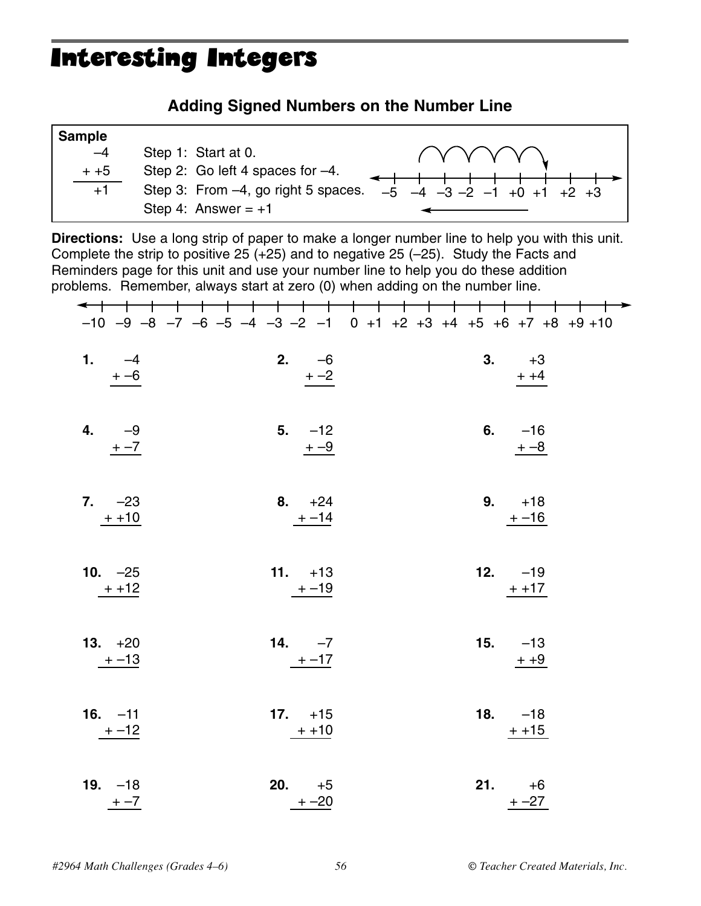# Interesting Integers

## Adding Signed Numbers on the Number Line

**Sample**

$$\begin{array}{r} -4 \\ + +5 \\ \hline +1 \end{array}$$

Step 1: Start at 0.
Step 2: Go left 4 spaces for –4.
Step 3: From –4, go right 5 spaces.
Step 4: Answer = +1

–5 –4 –3 –2 –1 +0 +1 +2 +3

**Directions:** Use a long strip of paper to make a longer number line to help you with this unit. Complete the strip to positive 25 (+25) and to negative 25 (–25). Study the Facts and Reminders page for this unit and use your number line to help you do these addition problems. Remember, always start at zero (0) when adding on the number line.

–10 –9 –8 –7 –6 –5 –4 –3 –2 –1 0 +1 +2 +3 +4 +5 +6 +7 +8 +9 +10

**1.** $\begin{array}{r} -4 \\ + -6 \\ \hline \end{array}$

**2.** $\begin{array}{r} -6 \\ + -2 \\ \hline \end{array}$

**3.** $\begin{array}{r} +3 \\ + +4 \\ \hline \end{array}$

**4.** $\begin{array}{r} -9 \\ + -7 \\ \hline \end{array}$

**5.** $\begin{array}{r} -12 \\ + -9 \\ \hline \end{array}$

**6.** $\begin{array}{r} -16 \\ + -8 \\ \hline \end{array}$

**7.** $\begin{array}{r} -23 \\ + +10 \\ \hline \end{array}$

**8.** $\begin{array}{r} +24 \\ + -14 \\ \hline \end{array}$

**9.** $\begin{array}{r} +18 \\ + -16 \\ \hline \end{array}$

**10.** $\begin{array}{r} -25 \\ + +12 \\ \hline \end{array}$

**11.** $\begin{array}{r} +13 \\ + -19 \\ \hline \end{array}$

**12.** $\begin{array}{r} -19 \\ + +17 \\ \hline \end{array}$

**13.** $\begin{array}{r} +20 \\ + -13 \\ \hline \end{array}$

**14.** $\begin{array}{r} -7 \\ + -17 \\ \hline \end{array}$

**15.** $\begin{array}{r} -13 \\ + +9 \\ \hline \end{array}$

**16.** $\begin{array}{r} -11 \\ + -12 \\ \hline \end{array}$

**17.** $\begin{array}{r} +15 \\ + +10 \\ \hline \end{array}$

**18.** $\begin{array}{r} -18 \\ + +15 \\ \hline \end{array}$

**19.** $\begin{array}{r} -18 \\ + -7 \\ \hline \end{array}$

**20.** $\begin{array}{r} +5 \\ + -20 \\ \hline \end{array}$

**21.** $\begin{array}{r} +6 \\ + -27 \\ \hline \end{array}$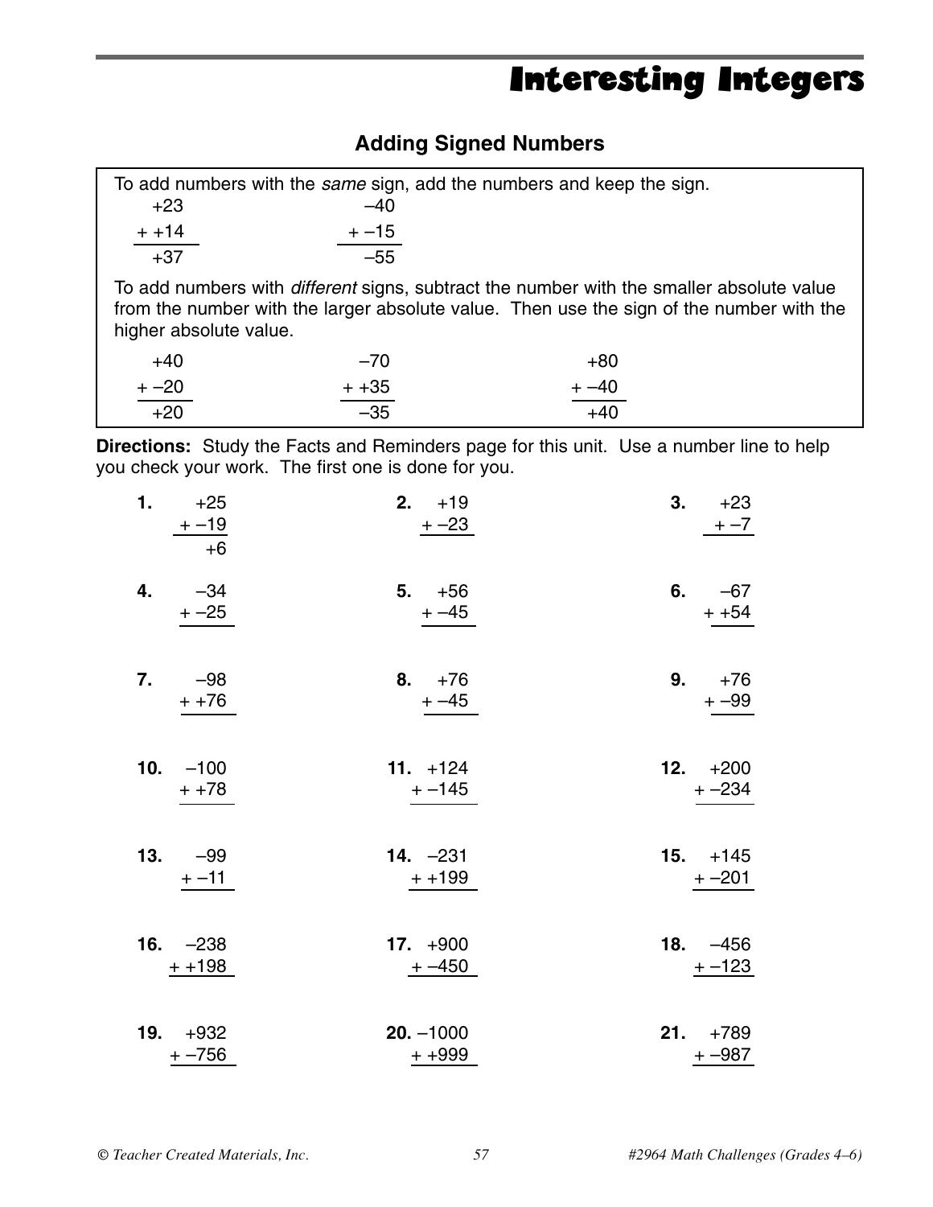# Interesting Integers

## Adding Signed Numbers

To add numbers with the *same* sign, add the numbers and keep the sign.

$$\begin{array}{r} +23 \\ +\ +14 \\ \hline +37 \end{array} \qquad \begin{array}{r} -40 \\ +\ -15 \\ \hline -55 \end{array}$$

To add numbers with *different* signs, subtract the number with the smaller absolute value from the number with the larger absolute value. Then use the sign of the number with the higher absolute value.

$$\begin{array}{r} +40 \\ +\ -20 \\ \hline +20 \end{array} \qquad \begin{array}{r} -70 \\ +\ +35 \\ \hline -35 \end{array} \qquad \begin{array}{r} +80 \\ +\ -40 \\ \hline +40 \end{array}$$

**Directions:** Study the Facts and Reminders page for this unit. Use a number line to help you check your work. The first one is done for you.

**1.** $\begin{array}{r} +25 \\ +\ -19 \\ \hline +6 \end{array}$ **2.** $\begin{array}{r} +19 \\ +\ -23 \\ \hline \end{array}$ **3.** $\begin{array}{r} +23 \\ +\ -7 \\ \hline \end{array}$

**4.** $\begin{array}{r} -34 \\ +\ -25 \\ \hline \end{array}$ **5.** $\begin{array}{r} +56 \\ +\ -45 \\ \hline \end{array}$ **6.** $\begin{array}{r} -67 \\ +\ +54 \\ \hline \end{array}$

**7.** $\begin{array}{r} -98 \\ +\ +76 \\ \hline \end{array}$ **8.** $\begin{array}{r} +76 \\ +\ -45 \\ \hline \end{array}$ **9.** $\begin{array}{r} +76 \\ +\ -99 \\ \hline \end{array}$

**10.** $\begin{array}{r} -100 \\ +\ +78 \\ \hline \end{array}$ **11.** $\begin{array}{r} +124 \\ +\ -145 \\ \hline \end{array}$ **12.** $\begin{array}{r} +200 \\ +\ -234 \\ \hline \end{array}$

**13.** $\begin{array}{r} -99 \\ +\ -11 \\ \hline \end{array}$ **14.** $\begin{array}{r} -231 \\ +\ +199 \\ \hline \end{array}$ **15.** $\begin{array}{r} +145 \\ +\ -201 \\ \hline \end{array}$

**16.** $\begin{array}{r} -238 \\ +\ +198 \\ \hline \end{array}$ **17.** $\begin{array}{r} +900 \\ +\ -450 \\ \hline \end{array}$ **18.** $\begin{array}{r} -456 \\ +\ -123 \\ \hline \end{array}$

**19.** $\begin{array}{r} +932 \\ +\ -756 \\ \hline \end{array}$ **20.** $\begin{array}{r} -1000 \\ +\ +999 \\ \hline \end{array}$ **21.** $\begin{array}{r} +789 \\ +\ -987 \\ \hline \end{array}$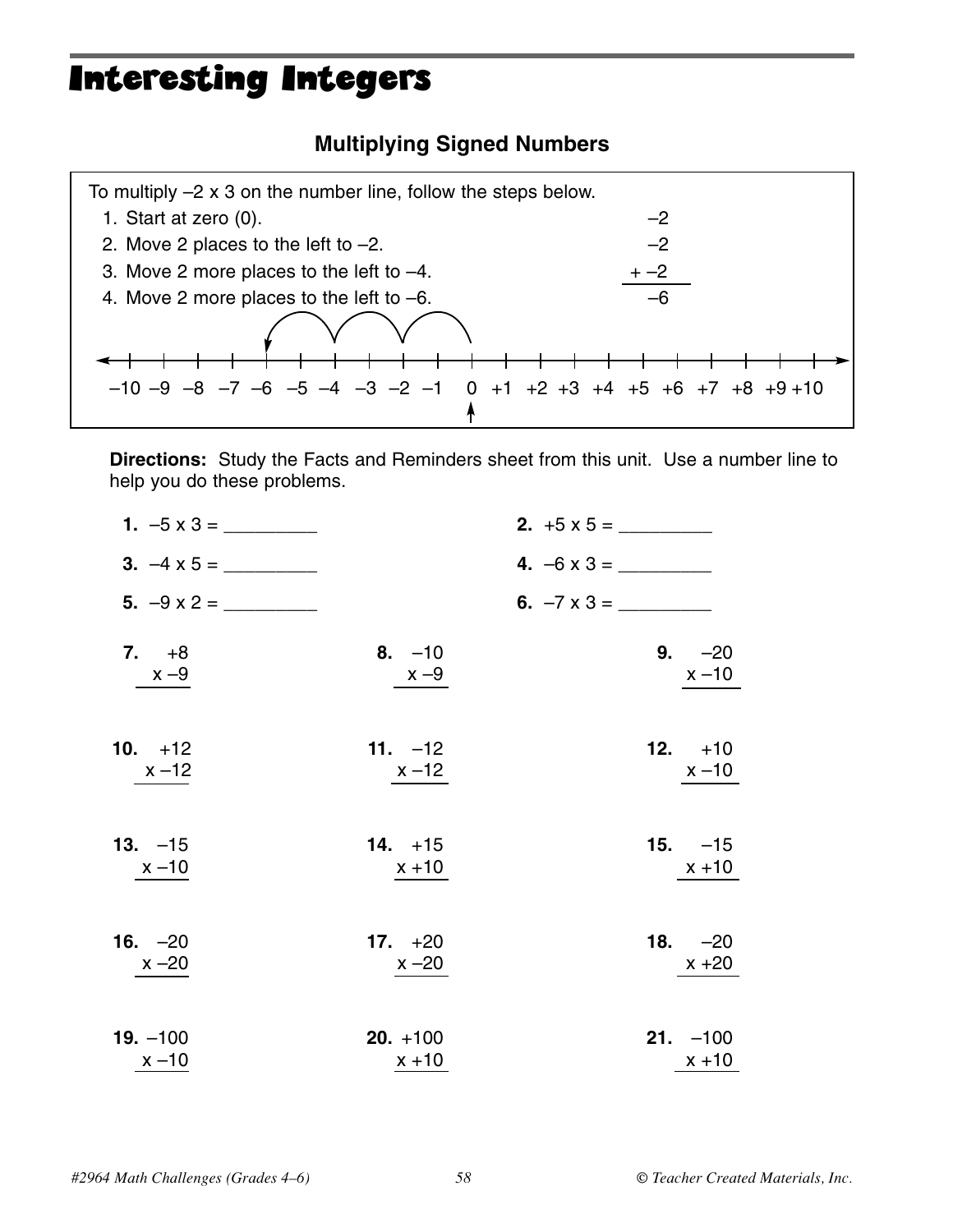# Interesting Integers

## Multiplying Signed Numbers

To multiply –2 x 3 on the number line, follow the steps below.

1. Start at zero (0).
2. Move 2 places to the left to –2.
3. Move 2 more places to the left to –4.
4. Move 2 more places to the left to –6.

$$\begin{array}{r} -2 \\ -2 \\ + -2 \\ \hline -6 \end{array}$$

–10 –9 –8 –7 –6 –5 –4 –3 –2 –1 0 +1 +2 +3 +4 +5 +6 +7 +8 +9 +10

**Directions:** Study the Facts and Reminders sheet from this unit. Use a number line to help you do these problems.

**1.** –5 x 3 = _________

**2.** +5 x 5 = _________

**3.** –4 x 5 = _________

**4.** –6 x 3 = _________

**5.** –9 x 2 = _________

**6.** –7 x 3 = _________

**7.** $\begin{array}{r} +8 \\ \times -9 \\ \hline \end{array}$

**8.** $\begin{array}{r} -10 \\ \times -9 \\ \hline \end{array}$

**9.** $\begin{array}{r} -20 \\ \times -10 \\ \hline \end{array}$

**10.** $\begin{array}{r} +12 \\ \times -12 \\ \hline \end{array}$

**11.** $\begin{array}{r} -12 \\ \times -12 \\ \hline \end{array}$

**12.** $\begin{array}{r} +10 \\ \times -10 \\ \hline \end{array}$

**13.** $\begin{array}{r} -15 \\ \times -10 \\ \hline \end{array}$

**14.** $\begin{array}{r} +15 \\ \times +10 \\ \hline \end{array}$

**15.** $\begin{array}{r} -15 \\ \times +10 \\ \hline \end{array}$

**16.** $\begin{array}{r} -20 \\ \times -20 \\ \hline \end{array}$

**17.** $\begin{array}{r} +20 \\ \times -20 \\ \hline \end{array}$

**18.** $\begin{array}{r} -20 \\ \times +20 \\ \hline \end{array}$

**19.** $\begin{array}{r} -100 \\ \times -10 \\ \hline \end{array}$

**20.** $\begin{array}{r} +100 \\ \times +10 \\ \hline \end{array}$

**21.** $\begin{array}{r} -100 \\ \times +10 \\ \hline \end{array}$